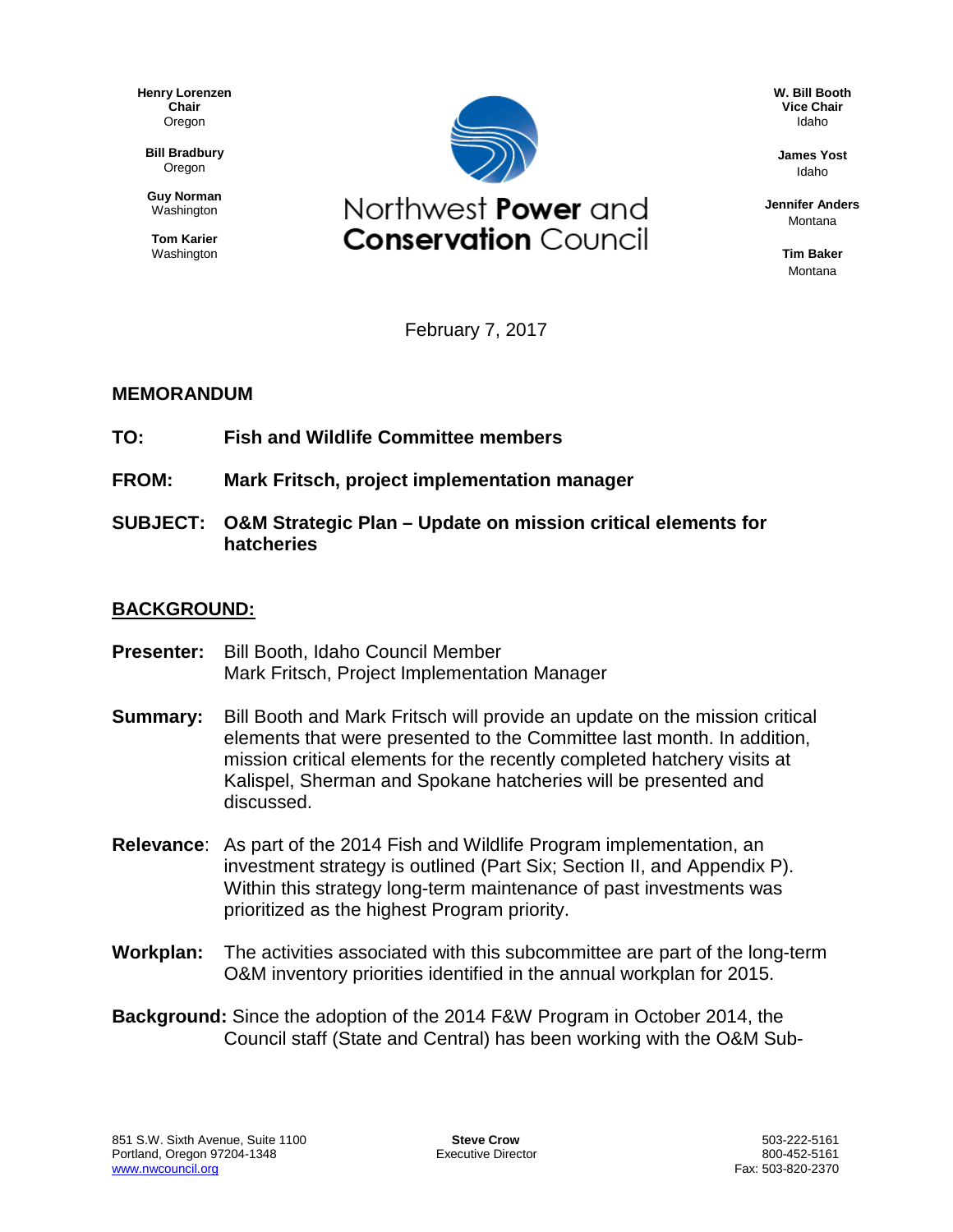Henry Lorenzen
Chair
Oregon

Bill Bradbury
Oregon

Guy Norman
Washington

Tom Karier
Washington

# Northwest **Power** and **Conservation** Council

W. Bill Booth
Vice Chair
Idaho

James Yost
Idaho

Jennifer Anders
Montana

Tim Baker
Montana

February 7, 2017

## MEMORANDUM

**TO:** **Fish and Wildlife Committee members**

**FROM:** **Mark Fritsch, project implementation manager**

**SUBJECT:** **O&M Strategic Plan – Update on mission critical elements for hatcheries**

## BACKGROUND:

**Presenter:** Bill Booth, Idaho Council Member
Mark Fritsch, Project Implementation Manager

**Summary:** Bill Booth and Mark Fritsch will provide an update on the mission critical elements that were presented to the Committee last month. In addition, mission critical elements for the recently completed hatchery visits at Kalispel, Sherman and Spokane hatcheries will be presented and discussed.

**Relevance**: As part of the 2014 Fish and Wildlife Program implementation, an investment strategy is outlined (Part Six; Section II, and Appendix P). Within this strategy long-term maintenance of past investments was prioritized as the highest Program priority.

**Workplan:** The activities associated with this subcommittee are part of the long-term O&M inventory priorities identified in the annual workplan for 2015.

**Background:** Since the adoption of the 2014 F&W Program in October 2014, the Council staff (State and Central) has been working with the O&M Sub-

851 S.W. Sixth Avenue, Suite 1100
Portland, Oregon 97204-1348
www.nwcouncil.org

**Steve Crow**
Executive Director

503-222-5161
800-452-5161
Fax: 503-820-2370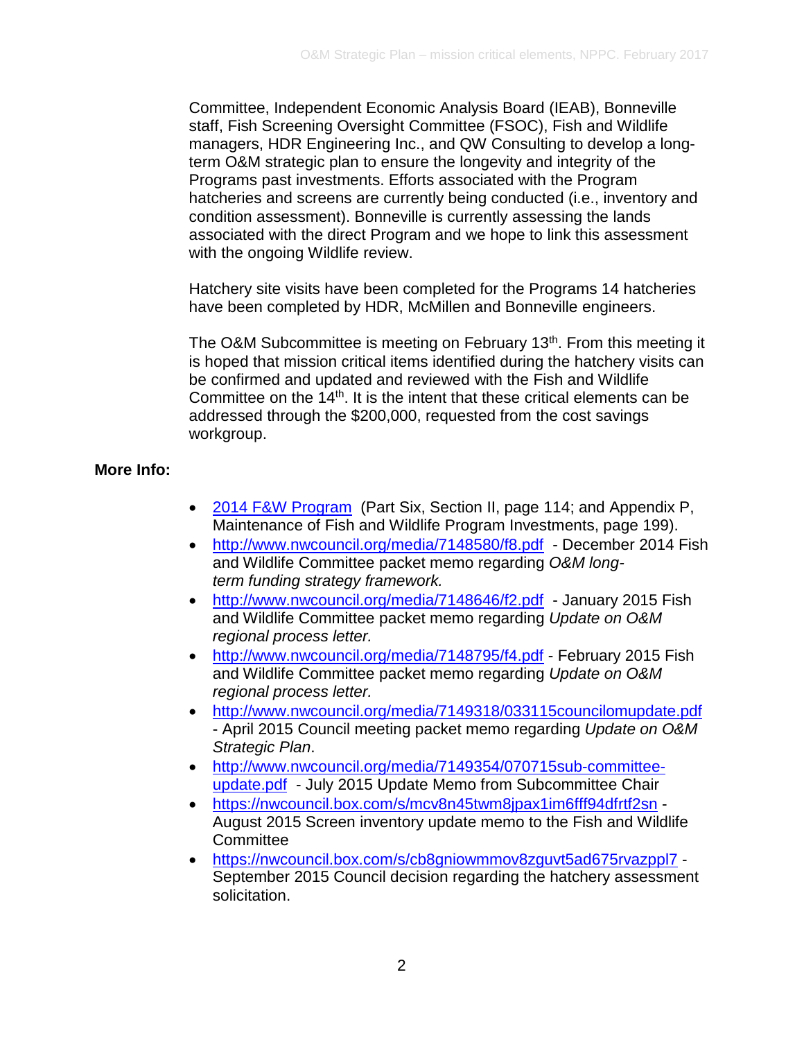Committee, Independent Economic Analysis Board (IEAB), Bonneville staff, Fish Screening Oversight Committee (FSOC), Fish and Wildlife managers, HDR Engineering Inc., and QW Consulting to develop a long-term O&M strategic plan to ensure the longevity and integrity of the Programs past investments. Efforts associated with the Program hatcheries and screens are currently being conducted (i.e., inventory and condition assessment). Bonneville is currently assessing the lands associated with the direct Program and we hope to link this assessment with the ongoing Wildlife review.

Hatchery site visits have been completed for the Programs 14 hatcheries have been completed by HDR, McMillen and Bonneville engineers.

The O&M Subcommittee is meeting on February 13th. From this meeting it is hoped that mission critical items identified during the hatchery visits can be confirmed and updated and reviewed with the Fish and Wildlife Committee on the 14th. It is the intent that these critical elements can be addressed through the $200,000, requested from the cost savings workgroup.

**More Info:**

- 2014 F&W Program (Part Six, Section II, page 114; and Appendix P, Maintenance of Fish and Wildlife Program Investments, page 199).
- http://www.nwcouncil.org/media/7148580/f8.pdf - December 2014 Fish and Wildlife Committee packet memo regarding *O&M long-term funding strategy framework.*
- http://www.nwcouncil.org/media/7148646/f2.pdf - January 2015 Fish and Wildlife Committee packet memo regarding *Update on O&M regional process letter.*
- http://www.nwcouncil.org/media/7148795/f4.pdf - February 2015 Fish and Wildlife Committee packet memo regarding *Update on O&M regional process letter.*
- http://www.nwcouncil.org/media/7149318/033115councilomupdate.pdf - April 2015 Council meeting packet memo regarding *Update on O&M Strategic Plan*.
- http://www.nwcouncil.org/media/7149354/070715sub-committee-update.pdf - July 2015 Update Memo from Subcommittee Chair
- https://nwcouncil.box.com/s/mcv8n45twm8jpax1im6fff94dfrtf2sn - August 2015 Screen inventory update memo to the Fish and Wildlife Committee
- https://nwcouncil.box.com/s/cb8gniowmmov8zguvt5ad675rvazppl7 - September 2015 Council decision regarding the hatchery assessment solicitation.